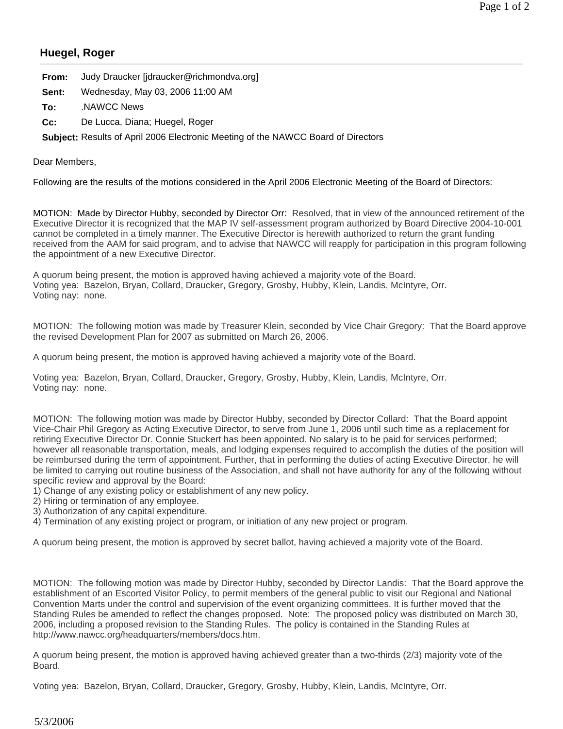## Huegel, Roger

**From:** Judy Draucker [jdraucker@richmondva.org]

**Sent:** Wednesday, May 03, 2006 11:00 AM

**To:** .NAWCC News

**Cc:** De Lucca, Diana; Huegel, Roger

**Subject:** Results of April 2006 Electronic Meeting of the NAWCC Board of Directors

Dear Members,

Following are the results of the motions considered in the April 2006 Electronic Meeting of the Board of Directors:

MOTION: Made by Director Hubby, seconded by Director Orr: Resolved, that in view of the announced retirement of the Executive Director it is recognized that the MAP IV self-assessment program authorized by Board Directive 2004-10-001 cannot be completed in a timely manner. The Executive Director is herewith authorized to return the grant funding received from the AAM for said program, and to advise that NAWCC will reapply for participation in this program following the appointment of a new Executive Director.

A quorum being present, the motion is approved having achieved a majority vote of the Board.
Voting yea: Bazelon, Bryan, Collard, Draucker, Gregory, Grosby, Hubby, Klein, Landis, McIntyre, Orr.
Voting nay: none.

MOTION: The following motion was made by Treasurer Klein, seconded by Vice Chair Gregory: That the Board approve the revised Development Plan for 2007 as submitted on March 26, 2006.

A quorum being present, the motion is approved having achieved a majority vote of the Board.

Voting yea: Bazelon, Bryan, Collard, Draucker, Gregory, Grosby, Hubby, Klein, Landis, McIntyre, Orr.
Voting nay: none.

MOTION: The following motion was made by Director Hubby, seconded by Director Collard: That the Board appoint Vice-Chair Phil Gregory as Acting Executive Director, to serve from June 1, 2006 until such time as a replacement for retiring Executive Director Dr. Connie Stuckert has been appointed. No salary is to be paid for services performed; however all reasonable transportation, meals, and lodging expenses required to accomplish the duties of the position will be reimbursed during the term of appointment. Further, that in performing the duties of acting Executive Director, he will be limited to carrying out routine business of the Association, and shall not have authority for any of the following without specific review and approval by the Board:
1) Change of any existing policy or establishment of any new policy.
2) Hiring or termination of any employee.
3) Authorization of any capital expenditure.
4) Termination of any existing project or program, or initiation of any new project or program.

A quorum being present, the motion is approved by secret ballot, having achieved a majority vote of the Board.

MOTION: The following motion was made by Director Hubby, seconded by Director Landis: That the Board approve the establishment of an Escorted Visitor Policy, to permit members of the general public to visit our Regional and National Convention Marts under the control and supervision of the event organizing committees. It is further moved that the Standing Rules be amended to reflect the changes proposed. Note: The proposed policy was distributed on March 30, 2006, including a proposed revision to the Standing Rules. The policy is contained in the Standing Rules at http://www.nawcc.org/headquarters/members/docs.htm.

A quorum being present, the motion is approved having achieved greater than a two-thirds (2/3) majority vote of the Board.

Voting yea: Bazelon, Bryan, Collard, Draucker, Gregory, Grosby, Hubby, Klein, Landis, McIntyre, Orr.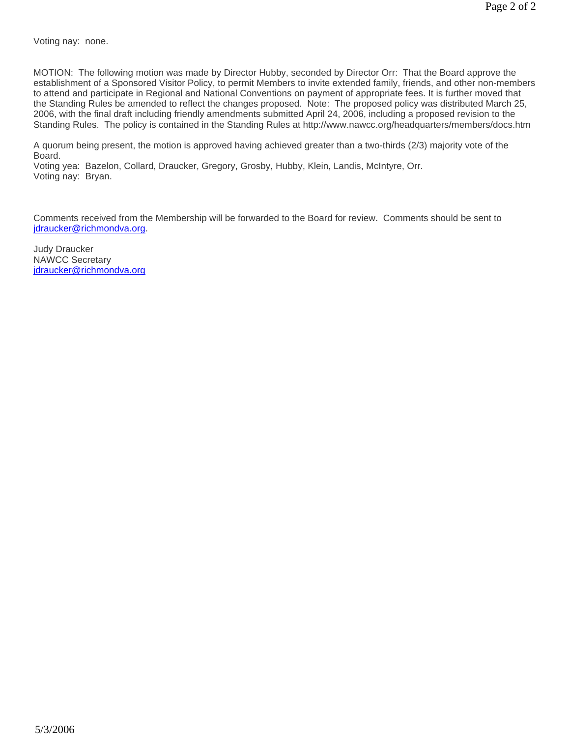Voting nay: none.

MOTION: The following motion was made by Director Hubby, seconded by Director Orr: That the Board approve the establishment of a Sponsored Visitor Policy, to permit Members to invite extended family, friends, and other non-members to attend and participate in Regional and National Conventions on payment of appropriate fees. It is further moved that the Standing Rules be amended to reflect the changes proposed. Note: The proposed policy was distributed March 25, 2006, with the final draft including friendly amendments submitted April 24, 2006, including a proposed revision to the Standing Rules. The policy is contained in the Standing Rules at http://www.nawcc.org/headquarters/members/docs.htm

A quorum being present, the motion is approved having achieved greater than a two-thirds (2/3) majority vote of the Board.
Voting yea: Bazelon, Collard, Draucker, Gregory, Grosby, Hubby, Klein, Landis, McIntyre, Orr.
Voting nay: Bryan.

Comments received from the Membership will be forwarded to the Board for review. Comments should be sent to jdraucker@richmondva.org.

Judy Draucker
NAWCC Secretary
jdraucker@richmondva.org